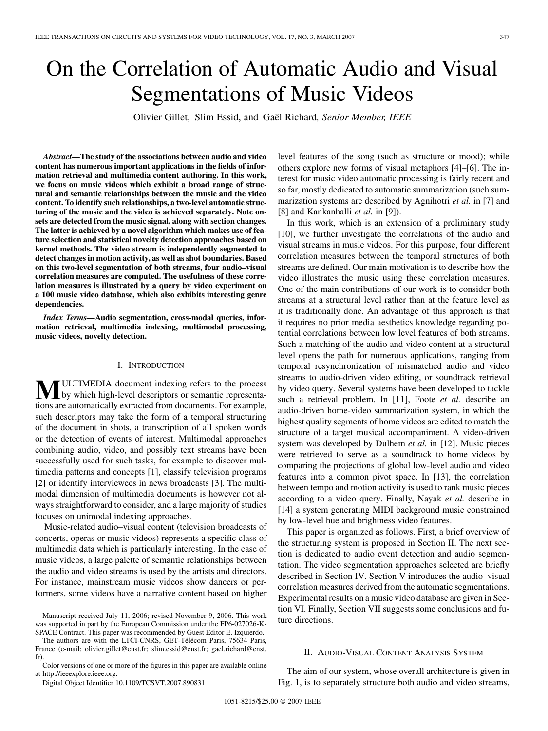# On the Correlation of Automatic Audio and Visual Segmentations of Music Videos

Olivier Gillet, Slim Essid, and Gaël Richard, *Senior Member, IEEE*

***Abstract*—The study of the associations between audio and video content has numerous important applications in the fields of information retrieval and multimedia content authoring. In this work, we focus on music videos which exhibit a broad range of structural and semantic relationships between the music and the video content. To identify such relationships, a two-level automatic structuring of the music and the video is achieved separately. Note onsets are detected from the music signal, along with section changes. The latter is achieved by a novel algorithm which makes use of feature selection and statistical novelty detection approaches based on kernel methods. The video stream is independently segmented to detect changes in motion activity, as well as shot boundaries. Based on this two-level segmentation of both streams, four audio–visual correlation measures are computed. The usefulness of these correlation measures is illustrated by a query by video experiment on a 100 music video database, which also exhibits interesting genre dependencies.**

***Index Terms*—Audio segmentation, cross-modal queries, information retrieval, multimedia indexing, multimodal processing, music videos, novelty detection.**

## I. Introduction

Multimedia document indexing refers to the process by which high-level descriptors or semantic representations are automatically extracted from documents. For example, such descriptors may take the form of a temporal structuring of the document in shots, a transcription of all spoken words or the detection of events of interest. Multimodal approaches combining audio, video, and possibly text streams have been successfully used for such tasks, for example to discover multimedia patterns and concepts [1], classify television programs [2] or identify interviewees in news broadcasts [3]. The multimodal dimension of multimedia documents is however not always straightforward to consider, and a large majority of studies focuses on unimodal indexing approaches.

Music-related audio–visual content (television broadcasts of concerts, operas or music videos) represents a specific class of multimedia data which is particularly interesting. In the case of music videos, a large palette of semantic relationships between the audio and video streams is used by the artists and directors. For instance, mainstream music videos show dancers or performers, some videos have a narrative content based on higher level features of the song (such as structure or mood); while others explore new forms of visual metaphors [4]–[6]. The interest for music video automatic processing is fairly recent and so far, mostly dedicated to automatic summarization (such summarization systems are described by Agnihotri *et al.* in [7] and [8] and Kankanhalli *et al.* in [9]).

In this work, which is an extension of a preliminary study [10], we further investigate the correlations of the audio and visual streams in music videos. For this purpose, four different correlation measures between the temporal structures of both streams are defined. Our main motivation is to describe how the video illustrates the music using these correlation measures. One of the main contributions of our work is to consider both streams at a structural level rather than at the feature level as it is traditionally done. An advantage of this approach is that it requires no prior media aesthetics knowledge regarding potential correlations between low level features of both streams. Such a matching of the audio and video content at a structural level opens the path for numerous applications, ranging from temporal resynchronization of mismatched audio and video streams to audio-driven video editing, or soundtrack retrieval by video query. Several systems have been developed to tackle such a retrieval problem. In [11], Foote *et al.* describe an audio-driven home-video summarization system, in which the highest quality segments of home videos are edited to match the structure of a target musical accompaniment. A video-driven system was developed by Dulhem *et al.* in [12]. Music pieces were retrieved to serve as a soundtrack to home videos by comparing the projections of global low-level audio and video features into a common pivot space. In [13], the correlation between tempo and motion activity is used to rank music pieces according to a video query. Finally, Nayak *et al.* describe in [14] a system generating MIDI background music constrained by low-level hue and brightness video features.

This paper is organized as follows. First, a brief overview of the structuring system is proposed in Section II. The next section is dedicated to audio event detection and audio segmentation. The video segmentation approaches selected are briefly described in Section IV. Section V introduces the audio–visual correlation measures derived from the automatic segmentations. Experimental results on a music video database are given in Section VI. Finally, Section VII suggests some conclusions and future directions.

## II. Audio-Visual Content Analysis System

The aim of our system, whose overall architecture is given in Fig. 1, is to separately structure both audio and video streams,

Manuscript received July 11, 2006; revised November 9, 2006. This work was supported in part by the European Commission under the FP6-027026-K-SPACE Contract. This paper was recommended by Guest Editor E. Izquierdo.

The authors are with the LTCI-CNRS, GET-Télécom Paris, 75634 Paris, France (e-mail: olivier.gillet@enst.fr; slim.essid@enst.fr; gael.richard@enst.fr).

Color versions of one or more of the figures in this paper are available online at http://ieeexplore.ieee.org.

Digital Object Identifier 10.1109/TCSVT.2007.890831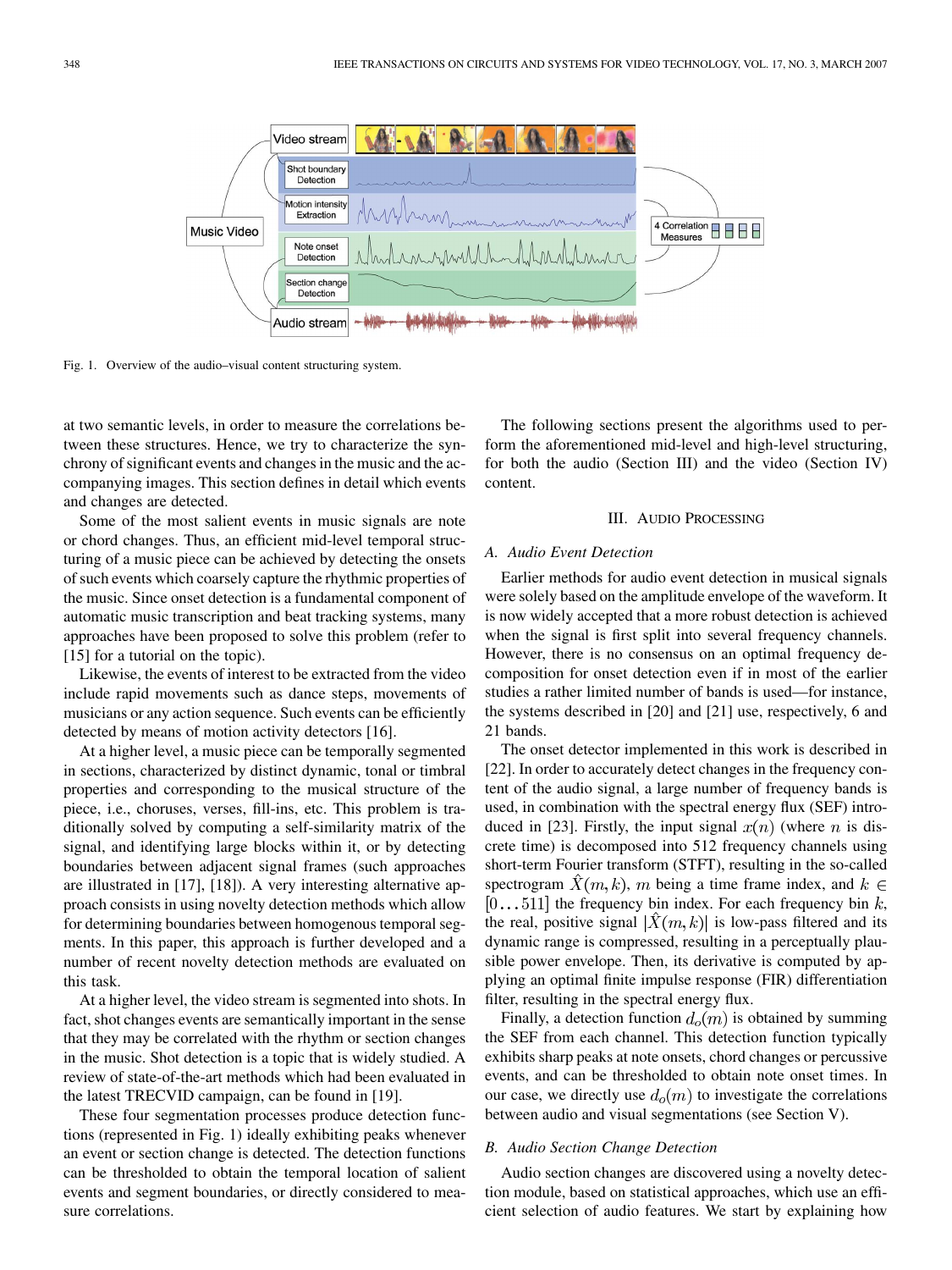Fig. 1. Overview of the audio–visual content structuring system.

at two semantic levels, in order to measure the correlations between these structures. Hence, we try to characterize the synchrony of significant events and changes in the music and the accompanying images. This section defines in detail which events and changes are detected.

Some of the most salient events in music signals are note or chord changes. Thus, an efficient mid-level temporal structuring of a music piece can be achieved by detecting the onsets of such events which coarsely capture the rhythmic properties of the music. Since onset detection is a fundamental component of automatic music transcription and beat tracking systems, many approaches have been proposed to solve this problem (refer to [15] for a tutorial on the topic).

Likewise, the events of interest to be extracted from the video include rapid movements such as dance steps, movements of musicians or any action sequence. Such events can be efficiently detected by means of motion activity detectors [16].

At a higher level, a music piece can be temporally segmented in sections, characterized by distinct dynamic, tonal or timbral properties and corresponding to the musical structure of the piece, i.e., choruses, verses, fill-ins, etc. This problem is traditionally solved by computing a self-similarity matrix of the signal, and identifying large blocks within it, or by detecting boundaries between adjacent signal frames (such approaches are illustrated in [17], [18]). A very interesting alternative approach consists in using novelty detection methods which allow for determining boundaries between homogenous temporal segments. In this paper, this approach is further developed and a number of recent novelty detection methods are evaluated on this task.

At a higher level, the video stream is segmented into shots. In fact, shot changes events are semantically important in the sense that they may be correlated with the rhythm or section changes in the music. Shot detection is a topic that is widely studied. A review of state-of-the-art methods which had been evaluated in the latest TRECVID campaign, can be found in [19].

These four segmentation processes produce detection functions (represented in Fig. 1) ideally exhibiting peaks whenever an event or section change is detected. The detection functions can be thresholded to obtain the temporal location of salient events and segment boundaries, or directly considered to measure correlations.

The following sections present the algorithms used to perform the aforementioned mid-level and high-level structuring, for both the audio (Section III) and the video (Section IV) content.

## III. Audio Processing

### A. Audio Event Detection

Earlier methods for audio event detection in musical signals were solely based on the amplitude envelope of the waveform. It is now widely accepted that a more robust detection is achieved when the signal is first split into several frequency channels. However, there is no consensus on an optimal frequency decomposition for onset detection even if in most of the earlier studies a rather limited number of bands is used—for instance, the systems described in [20] and [21] use, respectively, 6 and 21 bands.

The onset detector implemented in this work is described in [22]. In order to accurately detect changes in the frequency content of the audio signal, a large number of frequency bands is used, in combination with the spectral energy flux (SEF) introduced in [23]. Firstly, the input signal $x(n)$ (where $n$ is discrete time) is decomposed into 512 frequency channels using short-term Fourier transform (STFT), resulting in the so-called spectrogram $\hat{X}(m,k)$, $m$ being a time frame index, and $k \in [0 \ldots 511]$ the frequency bin index. For each frequency bin $k$, the real, positive signal $|\hat{X}(m,k)|$ is low-pass filtered and its dynamic range is compressed, resulting in a perceptually plausible power envelope. Then, its derivative is computed by applying an optimal finite impulse response (FIR) differentiation filter, resulting in the spectral energy flux.

Finally, a detection function $d_o(m)$ is obtained by summing the SEF from each channel. This detection function typically exhibits sharp peaks at note onsets, chord changes or percussive events, and can be thresholded to obtain note onset times. In our case, we directly use $d_o(m)$ to investigate the correlations between audio and visual segmentations (see Section V).

### B. Audio Section Change Detection

Audio section changes are discovered using a novelty detection module, based on statistical approaches, which use an efficient selection of audio features. We start by explaining how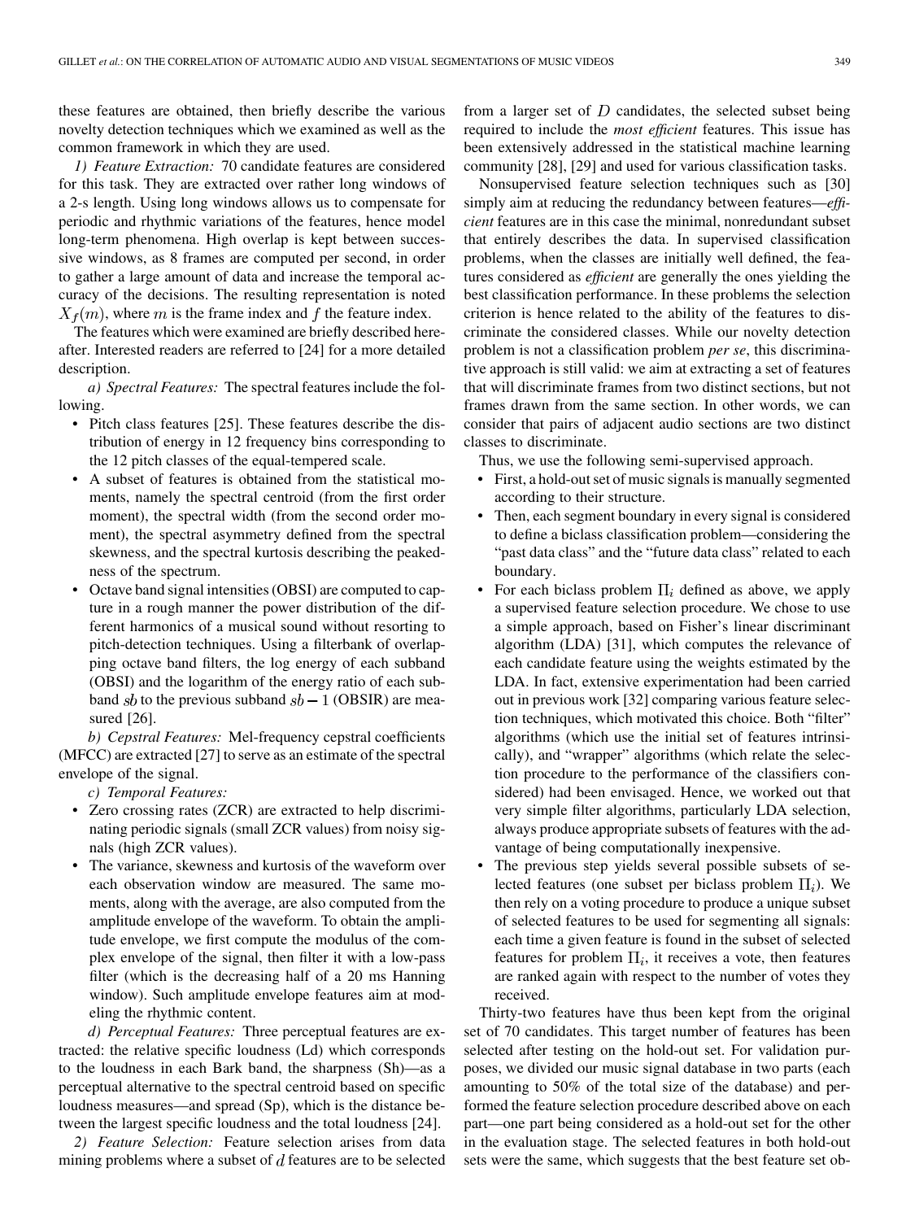these features are obtained, then briefly describe the various novelty detection techniques which we examined as well as the common framework in which they are used.

*1) Feature Extraction:* 70 candidate features are considered for this task. They are extracted over rather long windows of a 2-s length. Using long windows allows us to compensate for periodic and rhythmic variations of the features, hence model long-term phenomena. High overlap is kept between successive windows, as 8 frames are computed per second, in order to gather a large amount of data and increase the temporal accuracy of the decisions. The resulting representation is noted $X_f(m)$, where $m$ is the frame index and $f$ the feature index.

The features which were examined are briefly described hereafter. Interested readers are referred to [24] for a more detailed description.

*a) Spectral Features:* The spectral features include the following.

- Pitch class features [25]. These features describe the distribution of energy in 12 frequency bins corresponding to the 12 pitch classes of the equal-tempered scale.
- A subset of features is obtained from the statistical moments, namely the spectral centroid (from the first order moment), the spectral width (from the second order moment), the spectral asymmetry defined from the spectral skewness, and the spectral kurtosis describing the peakedness of the spectrum.
- Octave band signal intensities (OBSI) are computed to capture in a rough manner the power distribution of the different harmonics of a musical sound without resorting to pitch-detection techniques. Using a filterbank of overlapping octave band filters, the log energy of each subband (OBSI) and the logarithm of the energy ratio of each subband $sb$ to the previous subband $sb-1$ (OBSIR) are measured [26].

*b) Cepstral Features:* Mel-frequency cepstral coefficients (MFCC) are extracted [27] to serve as an estimate of the spectral envelope of the signal.

*c) Temporal Features:*

- Zero crossing rates (ZCR) are extracted to help discriminating periodic signals (small ZCR values) from noisy signals (high ZCR values).
- The variance, skewness and kurtosis of the waveform over each observation window are measured. The same moments, along with the average, are also computed from the amplitude envelope of the waveform. To obtain the amplitude envelope, we first compute the modulus of the complex envelope of the signal, then filter it with a low-pass filter (which is the decreasing half of a 20 ms Hanning window). Such amplitude envelope features aim at modeling the rhythmic content.

*d) Perceptual Features:* Three perceptual features are extracted: the relative specific loudness (Ld) which corresponds to the loudness in each Bark band, the sharpness (Sh)—as a perceptual alternative to the spectral centroid based on specific loudness measures—and spread (Sp), which is the distance between the largest specific loudness and the total loudness [24].

*2) Feature Selection:* Feature selection arises from data mining problems where a subset of $d$ features are to be selected from a larger set of $D$ candidates, the selected subset being required to include the *most efficient* features. This issue has been extensively addressed in the statistical machine learning community [28], [29] and used for various classification tasks.

Nonsupervised feature selection techniques such as [30] simply aim at reducing the redundancy between features—*efficient* features are in this case the minimal, nonredundant subset that entirely describes the data. In supervised classification problems, when the classes are initially well defined, the features considered as *efficient* are generally the ones yielding the best classification performance. In these problems the selection criterion is hence related to the ability of the features to discriminate the considered classes. While our novelty detection problem is not a classification problem *per se*, this discriminative approach is still valid: we aim at extracting a set of features that will discriminate frames from two distinct sections, but not frames drawn from the same section. In other words, we can consider that pairs of adjacent audio sections are two distinct classes to discriminate.

Thus, we use the following semi-supervised approach.

- First, a hold-out set of music signals is manually segmented according to their structure.
- Then, each segment boundary in every signal is considered to define a biclass classification problem—considering the "past data class" and the "future data class" related to each boundary.
- For each biclass problem $\Pi_i$ defined as above, we apply a supervised feature selection procedure. We chose to use a simple approach, based on Fisher's linear discriminant algorithm (LDA) [31], which computes the relevance of each candidate feature using the weights estimated by the LDA. In fact, extensive experimentation had been carried out in previous work [32] comparing various feature selection techniques, which motivated this choice. Both "filter" algorithms (which use the initial set of features intrinsically), and "wrapper" algorithms (which relate the selection procedure to the performance of the classifiers considered) had been envisaged. Hence, we worked out that very simple filter algorithms, particularly LDA selection, always produce appropriate subsets of features with the advantage of being computationally inexpensive.
- The previous step yields several possible subsets of selected features (one subset per biclass problem $\Pi_i$). We then rely on a voting procedure to produce a unique subset of selected features to be used for segmenting all signals: each time a given feature is found in the subset of selected features for problem $\Pi_i$, it receives a vote, then features are ranked again with respect to the number of votes they received.

Thirty-two features have thus been kept from the original set of 70 candidates. This target number of features has been selected after testing on the hold-out set. For validation purposes, we divided our music signal database in two parts (each amounting to 50% of the total size of the database) and performed the feature selection procedure described above on each part—one part being considered as a hold-out set for the other in the evaluation stage. The selected features in both hold-out sets were the same, which suggests that the best feature set ob-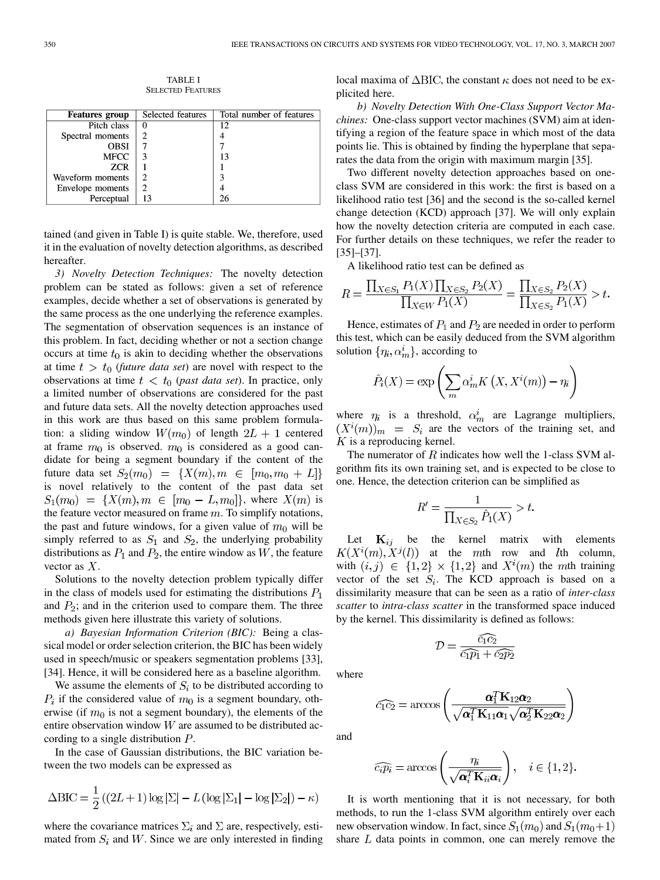TABLE I
SELECTED FEATURES

| Features group | Selected features | Total number of features |
|---|---|---|
| Pitch class | 0 | 12 |
| Spectral moments | 2 | 4 |
| OBSI | 7 | 7 |
| MFCC | 3 | 13 |
| ZCR | 1 | 1 |
| Waveform moments | 2 | 3 |
| Envelope moments | 2 | 4 |
| Perceptual | 13 | 26 |

tained (and given in Table I) is quite stable. We, therefore, used it in the evaluation of novelty detection algorithms, as described hereafter.

*3) Novelty Detection Techniques:* The novelty detection problem can be stated as follows: given a set of reference examples, decide whether a set of observations is generated by the same process as the one underlying the reference examples. The segmentation of observation sequences is an instance of this problem. In fact, deciding whether or not a section change occurs at time $t_0$ is akin to deciding whether the observations at time $t > t_0$ (*future data set*) are novel with respect to the observations at time $t < t_0$ (*past data set*). In practice, only a limited number of observations are considered for the past and future data sets. All the novelty detection approaches used in this work are thus based on this same problem formulation: a sliding window $W(m_0)$ of length $2L+1$ centered at frame $m_0$ is observed. $m_0$ is considered as a good candidate for being a segment boundary if the content of the future data set $S_2(m_0) = \{X(m), m \in [m_0, m_0+L]\}$ is novel relatively to the content of the past data set $S_1(m_0) = \{X(m), m \in [m_0-L, m_0]\}$, where $X(m)$ is the feature vector measured on frame $m$. To simplify notations, the past and future windows, for a given value of $m_0$ will be simply referred to as $S_1$ and $S_2$, the underlying probability distributions as $P_1$ and $P_2$, the entire window as $W$, the feature vector as $X$.

Solutions to the novelty detection problem typically differ in the class of models used for estimating the distributions $P_1$ and $P_2$; and in the criterion used to compare them. The three methods given here illustrate this variety of solutions.

*a) Bayesian Information Criterion (BIC):* Being a classical model or order selection criterion, the BIC has been widely used in speech/music or speakers segmentation problems [33], [34]. Hence, it will be considered here as a baseline algorithm.

We assume the elements of $S_i$ to be distributed according to $P_i$ if the considered value of $m_0$ is a segment boundary, otherwise (if $m_0$ is not a segment boundary), the elements of the entire observation window $W$ are assumed to be distributed according to a single distribution $P$.

In the case of Gaussian distributions, the BIC variation between the two models can be expressed as

$$\Delta\mathrm{BIC} = \frac{1}{2}\left((2L+1)\log|\Sigma| - L(\log|\Sigma_1| - \log|\Sigma_2|) - \kappa\right)$$

where the covariance matrices $\Sigma_i$ and $\Sigma$ are, respectively, estimated from $S_i$ and $W$. Since we are only interested in finding local maxima of $\Delta\mathrm{BIC}$, the constant $\kappa$ does not need to be explicited here.

*b) Novelty Detection With One-Class Support Vector Machines:* One-class support vector machines (SVM) aim at identifying a region of the feature space in which most of the data points lie. This is obtained by finding the hyperplane that separates the data from the origin with maximum margin [35].

Two different novelty detection approaches based on one-class SVM are considered in this work: the first is based on a likelihood ratio test [36] and the second is the so-called kernel change detection (KCD) approach [37]. We will only explain how the novelty detection criteria are computed in each case. For further details on these techniques, we refer the reader to [35]–[37].

A likelihood ratio test can be defined as

$$R = \frac{\prod_{X\in S_1} P_1(X) \prod_{X\in S_2} P_2(X)}{\prod_{X\in W} P_1(X)} = \frac{\prod_{X\in S_2} P_2(X)}{\prod_{X\in S_2} P_1(X)} > t.$$

Hence, estimates of $P_1$ and $P_2$ are needed in order to perform this test, which can be easily deduced from the SVM algorithm solution $\{\eta_i, \alpha_m^i\}$, according to

$$\hat{P}_i(X) = \exp\left(\sum_m \alpha_m^i K\left(X, X^i(m)\right) - \eta_i\right)$$

where $\eta_i$ is a threshold, $\alpha_m^i$ are Lagrange multipliers, $(X^i(m))_m = S_i$ are the vectors of the training set, and $K$ is a reproducing kernel.

The numerator of $R$ indicates how well the 1-class SVM algorithm fits its own training set, and is expected to be close to one. Hence, the detection criterion can be simplified as

$$R' = \frac{1}{\prod_{X\in S_2} \hat{P}_1(X)} > t.$$

Let $\mathbf{K}_{ij}$ be the kernel matrix with elements $K(X^i(m), X^j(l))$ at the $m$th row and $l$th column, with $(i,j) \in \{1,2\} \times \{1,2\}$ and $X^i(m)$ the $m$th training vector of the set $S_i$. The KCD approach is based on a dissimilarity measure that can be seen as a ratio of *inter-class scatter* to *intra-class scatter* in the transformed space induced by the kernel. This dissimilarity is defined as follows:

$$\mathcal{D} = \frac{\widehat{c_1 c_2}}{\widehat{c_1 p_1} + \widehat{c_2 p_2}}$$

where

$$\widehat{c_1 c_2} = \arccos\left(\frac{\boldsymbol{\alpha}_1^T \mathbf{K}_{12} \boldsymbol{\alpha}_2}{\sqrt{\boldsymbol{\alpha}_1^T \mathbf{K}_{11} \boldsymbol{\alpha}_1}\sqrt{\boldsymbol{\alpha}_2^T \mathbf{K}_{22} \boldsymbol{\alpha}_2}}\right)$$

and

$$\widehat{c_i p_i} = \arccos\left(\frac{\eta_i}{\sqrt{\boldsymbol{\alpha}_i^T \mathbf{K}_{ii} \boldsymbol{\alpha}_i}}\right), \quad i \in \{1,2\}.$$

It is worth mentioning that it is not necessary, for both methods, to run the 1-class SVM algorithm entirely over each new observation window. In fact, since $S_1(m_0)$ and $S_1(m_0+1)$ share $L$ data points in common, one can merely remove the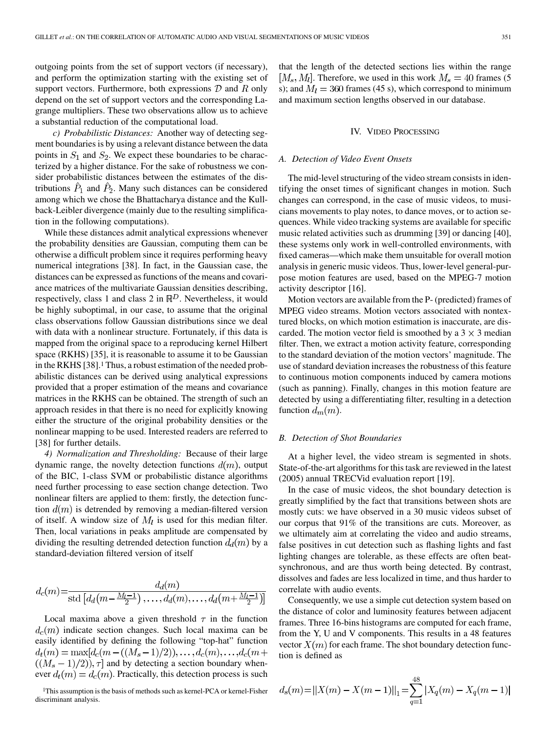outgoing points from the set of support vectors (if necessary), and perform the optimization starting with the existing set of support vectors. Furthermore, both expressions $\mathcal{D}$ and $R$ only depend on the set of support vectors and the corresponding Lagrange multipliers. These two observations allow us to achieve a substantial reduction of the computational load.

*c) Probabilistic Distances:* Another way of detecting segment boundaries is by using a relevant distance between the data points in $S_1$ and $S_2$. We expect these boundaries to be characterized by a higher distance. For the sake of robustness we consider probabilistic distances between the estimates of the distributions $\hat{P}_1$ and $\hat{P}_2$. Many such distances can be considered among which we chose the Bhattacharya distance and the Kullback-Leibler divergence (mainly due to the resulting simplification in the following computations).

While these distances admit analytical expressions whenever the probability densities are Gaussian, computing them can be otherwise a difficult problem since it requires performing heavy numerical integrations [38]. In fact, in the Gaussian case, the distances can be expressed as functions of the means and covariance matrices of the multivariate Gaussian densities describing, respectively, class 1 and class 2 in $\mathbb{R}^D$. Nevertheless, it would be highly suboptimal, in our case, to assume that the original class observations follow Gaussian distributions since we deal with data with a nonlinear structure. Fortunately, if this data is mapped from the original space to a reproducing kernel Hilbert space (RKHS) [35], it is reasonable to assume it to be Gaussian in the RKHS [38].[1] Thus, a robust estimation of the needed probabilistic distances can be derived using analytical expressions provided that a proper estimation of the means and covariance matrices in the RKHS can be obtained. The strength of such an approach resides in that there is no need for explicitly knowing either the structure of the original probability densities or the nonlinear mapping to be used. Interested readers are referred to [38] for further details.

*4) Normalization and Thresholding:* Because of their large dynamic range, the novelty detection functions $d(m)$, output of the BIC, 1-class SVM or probabilistic distance algorithms need further processing to ease section change detection. Two nonlinear filters are applied to them: firstly, the detection function $d(m)$ is detrended by removing a median-filtered version of itself. A window size of $M_l$ is used for this median filter. Then, local variations in peaks amplitude are compensated by dividing the resulting detrended detection function $d_d(m)$ by a standard-deviation filtered version of itself

$$d_c(m) = \frac{d_d(m)}{\operatorname{std}\left[d_d\left(m - \frac{M_l - 1}{2}\right), \ldots, d_d(m), \ldots, d_d\left(m + \frac{M_l - 1}{2}\right)\right]}$$

Local maxima above a given threshold $\tau$ in the function $d_c(m)$ indicate section changes. Such local maxima can be easily identified by defining the following "top-hat" function $d_t(m) = \max[d_c(m - ((M_s - 1)/2)), \ldots, d_c(m), \ldots, d_c(m + ((M_s - 1)/2)), \tau]$ and by detecting a section boundary whenever $d_t(m) = d_c(m)$. Practically, this detection process is such that the length of the detected sections lies within the range $[M_s, M_l]$. Therefore, we used in this work $M_s = 40$ frames (5 s); and $M_l = 360$ frames (45 s), which correspond to minimum and maximum section lengths observed in our database.

[1] This assumption is the basis of methods such as kernel-PCA or kernel-Fisher discriminant analysis.

## IV. Video Processing

### A. Detection of Video Event Onsets

The mid-level structuring of the video stream consists in identifying the onset times of significant changes in motion. Such changes can correspond, in the case of music videos, to musicians movements to play notes, to dance moves, or to action sequences. While video tracking systems are available for specific music related activities such as drumming [39] or dancing [40], these systems only work in well-controlled environments, with fixed cameras—which make them unsuitable for overall motion analysis in generic music videos. Thus, lower-level general-purpose motion features are used, based on the MPEG-7 motion activity descriptor [16].

Motion vectors are available from the P- (predicted) frames of MPEG video streams. Motion vectors associated with nontextured blocks, on which motion estimation is inaccurate, are discarded. The motion vector field is smoothed by a $3 \times 3$ median filter. Then, we extract a motion activity feature, corresponding to the standard deviation of the motion vectors' magnitude. The use of standard deviation increases the robustness of this feature to continuous motion components induced by camera motions (such as panning). Finally, changes in this motion feature are detected by using a differentiating filter, resulting in a detection function $d_m(m)$.

### B. Detection of Shot Boundaries

At a higher level, the video stream is segmented in shots. State-of-the-art algorithms for this task are reviewed in the latest (2005) annual TRECVid evaluation report [19].

In the case of music videos, the shot boundary detection is greatly simplified by the fact that transitions between shots are mostly cuts: we have observed in a 30 music videos subset of our corpus that 91% of the transitions are cuts. Moreover, as we ultimately aim at correlating the video and audio streams, false positives in cut detection such as flashing lights and fast lighting changes are tolerable, as these effects are often beat-synchronous, and are thus worth being detected. By contrast, dissolves and fades are less localized in time, and thus harder to correlate with audio events.

Consequently, we use a simple cut detection system based on the distance of color and luminosity features between adjacent frames. Three 16-bins histograms are computed for each frame, from the Y, U and V components. This results in a 48 features vector $X(m)$ for each frame. The shot boundary detection function is defined as

$$d_s(m) = \|X(m) - X(m-1)\|_1 = \sum_{q=1}^{48} |X_q(m) - X_q(m-1)|$$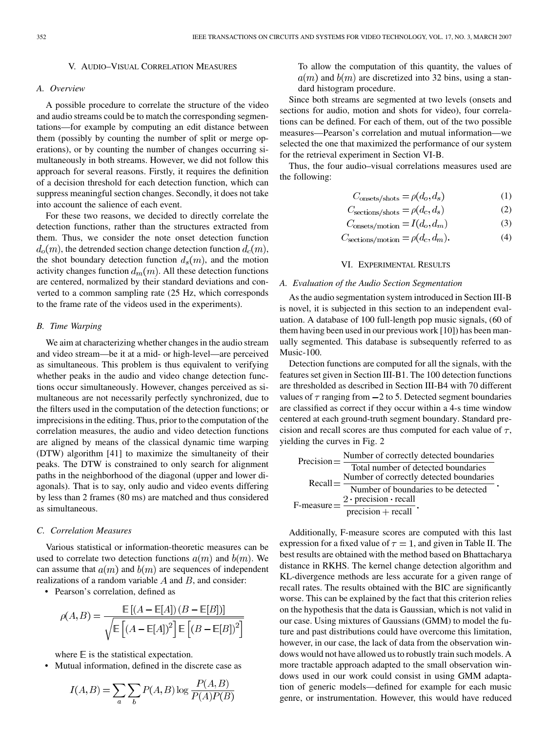## V. Audio–Visual Correlation Measures

### A. Overview

A possible procedure to correlate the structure of the video and audio streams could be to match the corresponding segmentations—for example by computing an edit distance between them (possibly by counting the number of split or merge operations), or by counting the number of changes occurring simultaneously in both streams. However, we did not follow this approach for several reasons. Firstly, it requires the definition of a decision threshold for each detection function, which can suppress meaningful section changes. Secondly, it does not take into account the salience of each event.

For these two reasons, we decided to directly correlate the detection functions, rather than the structures extracted from them. Thus, we consider the note onset detection function $d_o(m)$, the detrended section change detection function $d_c(m)$, the shot boundary detection function $d_s(m)$, and the motion activity changes function $d_m(m)$. All these detection functions are centered, normalized by their standard deviations and converted to a common sampling rate (25 Hz, which corresponds to the frame rate of the videos used in the experiments).

### B. Time Warping

We aim at characterizing whether changes in the audio stream and video stream—be it at a mid- or high-level—are perceived as simultaneous. This problem is thus equivalent to verifying whether peaks in the audio and video change detection functions occur simultaneously. However, changes perceived as simultaneous are not necessarily perfectly synchronized, due to the filters used in the computation of the detection functions; or imprecisions in the editing. Thus, prior to the computation of the correlation measures, the audio and video detection functions are aligned by means of the classical dynamic time warping (DTW) algorithm [41] to maximize the simultaneity of their peaks. The DTW is constrained to only search for alignment paths in the neighborhood of the diagonal (upper and lower diagonals). That is to say, only audio and video events differing by less than 2 frames (80 ms) are matched and thus considered as simultaneous.

### C. Correlation Measures

Various statistical or information-theoretic measures can be used to correlate two detection functions $a(m)$ and $b(m)$. We can assume that $a(m)$ and $b(m)$ are sequences of independent realizations of a random variable $A$ and $B$, and consider:

- Pearson's correlation, defined as

$$\rho(A,B) = \frac{\mathbb{E}\left[(A-\mathbb{E}[A])(B-\mathbb{E}[B])\right]}{\sqrt{\mathbb{E}\left[(A-\mathbb{E}[A])^2\right]\mathbb{E}\left[(B-\mathbb{E}[B])^2\right]}}$$

  where $\mathbb{E}$ is the statistical expectation.

- Mutual information, defined in the discrete case as

$$I(A,B) = \sum_a \sum_b P(A,B) \log \frac{P(A,B)}{P(A)P(B)}$$

  To allow the computation of this quantity, the values of $a(m)$ and $b(m)$ are discretized into 32 bins, using a standard histogram procedure.

Since both streams are segmented at two levels (onsets and sections for audio, motion and shots for video), four correlations can be defined. For each of them, out of the two possible measures—Pearson's correlation and mutual information—we selected the one that maximized the performance of our system for the retrieval experiment in Section VI-B.

Thus, the four audio–visual correlations measures used are the following:

$$C_{\text{onsets/shots}} = \rho(d_o, d_s) \tag{1}$$

$$C_{\text{sections/shots}} = \rho(d_c, d_s) \tag{2}$$

$$C_{\text{onsets/motion}} = I(d_o, d_m) \tag{3}$$

$$C_{\text{sections/motion}} = \rho(d_c, d_m). \tag{4}$$

## VI. Experimental Results

### A. Evaluation of the Audio Section Segmentation

As the audio segmentation system introduced in Section III-B is novel, it is subjected in this section to an independent evaluation. A database of 100 full-length pop music signals, (60 of them having been used in our previous work [10]) has been manually segmented. This database is subsequently referred to as Music-100.

Detection functions are computed for all the signals, with the features set given in Section III-B1. The 100 detection functions are thresholded as described in Section III-B4 with 70 different values of $\tau$ ranging from $-2$ to 5. Detected segment boundaries are classified as correct if they occur within a 4-s time window centered at each ground-truth segment boundary. Standard precision and recall scores are thus computed for each value of $\tau$, yielding the curves in Fig. 2

$$\text{Precision} = \frac{\text{Number of correctly detected boundaries}}{\text{Total number of detected boundaries}}$$

$$\text{Recall} = \frac{\text{Number of correctly detected boundaries}}{\text{Number of boundaries to be detected}}.$$

$$\text{F-measure} = \frac{2 \cdot \text{precision} \cdot \text{recall}}{\text{precision} + \text{recall}}.$$

Additionally, F-measure scores are computed with this last expression for a fixed value of $\tau = 1$, and given in Table II. The best results are obtained with the method based on Bhattacharya distance in RKHS. The kernel change detection algorithm and KL-divergence methods are less accurate for a given range of recall rates. The results obtained with the BIC are significantly worse. This can be explained by the fact that this criterion relies on the hypothesis that the data is Gaussian, which is not valid in our case. Using mixtures of Gaussians (GMM) to model the future and past distributions could have overcome this limitation, however, in our case, the lack of data from the observation windows would not have allowed us to robustly train such models. A more tractable approach adapted to the small observation windows used in our work could consist in using GMM adaptation of generic models—defined for example for each music genre, or instrumentation. However, this would have reduced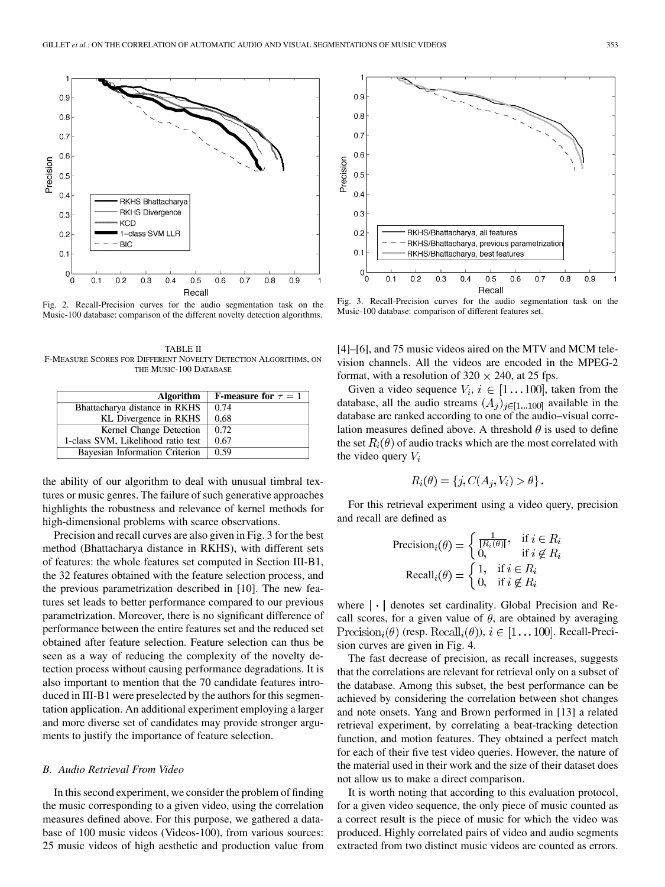Fig. 2. Recall-Precision curves for the audio segmentation task on the Music-100 database: comparison of the different novelty detection algorithms.

Fig. 3. Recall-Precision curves for the audio segmentation task on the Music-100 database: comparison of different features set.

TABLE II
F-Measure Scores for Different Novelty Detection Algorithms, on the Music-100 Database

| Algorithm | F-measure for $\tau = 1$ |
|---|---|
| Bhattacharya distance in RKHS | 0.74 |
| KL Divergence in RKHS | 0.68 |
| Kernel Change Detection | 0.72 |
| 1-class SVM, Likelihood ratio test | 0.67 |
| Bayesian Information Criterion | 0.59 |

the ability of our algorithm to deal with unusual timbral textures or music genres. The failure of such generative approaches highlights the robustness and relevance of kernel methods for high-dimensional problems with scarce observations.

Precision and recall curves are also given in Fig. 3 for the best method (Bhattacharya distance in RKHS), with different sets of features: the whole features set computed in Section III-B1, the 32 features obtained with the feature selection process, and the previous parametrization described in [10]. The new features set leads to better performance compared to our previous parametrization. Moreover, there is no significant difference of performance between the entire features set and the reduced set obtained after feature selection. Feature selection can thus be seen as a way of reducing the complexity of the novelty detection process without causing performance degradations. It is also important to mention that the 70 candidate features introduced in III-B1 were preselected by the authors for this segmentation application. An additional experiment employing a larger and more diverse set of candidates may provide stronger arguments to justify the importance of feature selection.

### B. Audio Retrieval From Video

In this second experiment, we consider the problem of finding the music corresponding to a given video, using the correlation measures defined above. For this purpose, we gathered a database of 100 music videos (Videos-100), from various sources: 25 music videos of high aesthetic and production value from [4]–[6], and 75 music videos aired on the MTV and MCM television channels. All the videos are encoded in the MPEG-2 format, with a resolution of $320 \times 240$, at 25 fps.

Given a video sequence $V_i$, $i \in [1 \ldots 100]$, taken from the database, all the audio streams $(A_j)_{j \in [1 \ldots 100]}$ available in the database are ranked according to one of the audio–visual correlation measures defined above. A threshold $\theta$ is used to define the set $R_i(\theta)$ of audio tracks which are the most correlated with the video query $V_i$

$$R_i(\theta) = \{j, C(A_j, V_i) > \theta\}.$$

For this retrieval experiment using a video query, precision and recall are defined as

$$\text{Precision}_i(\theta) = \begin{cases} \frac{1}{|R_i(\theta)|}, & \text{if } i \in R_i \\ 0, & \text{if } i \notin R_i \end{cases}$$

$$\text{Recall}_i(\theta) = \begin{cases} 1, & \text{if } i \in R_i \\ 0, & \text{if } i \notin R_i \end{cases}$$

where $|\cdot|$ denotes set cardinality. Global Precision and Recall scores, for a given value of $\theta$, are obtained by averaging $\text{Precision}_i(\theta)$ (resp. $\text{Recall}_i(\theta)$), $i \in [1 \ldots 100]$. Recall-Precision curves are given in Fig. 4.

The fast decrease of precision, as recall increases, suggests that the correlations are relevant for retrieval only on a subset of the database. Among this subset, the best performance can be achieved by considering the correlation between shot changes and note onsets. Yang and Brown performed in [13] a related retrieval experiment, by correlating a beat-tracking detection function, and motion features. They obtained a perfect match for each of their five test video queries. However, the nature of the material used in their work and the size of their dataset does not allow us to make a direct comparison.

It is worth noting that according to this evaluation protocol, for a given video sequence, the only piece of music counted as a correct result is the piece of music for which the video was produced. Highly correlated pairs of video and audio segments extracted from two distinct music videos are counted as errors.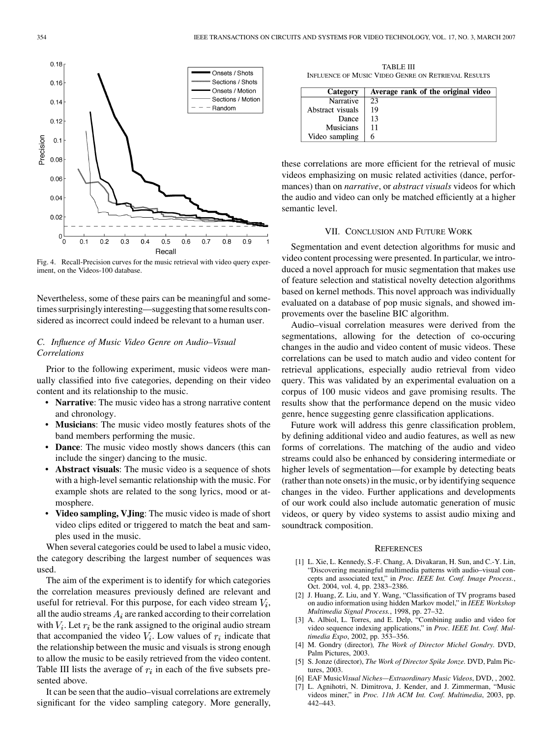Fig. 4. Recall-Precision curves for the music retrieval with video query experiment, on the Videos-100 database.

Nevertheless, some of these pairs can be meaningful and sometimes surprisingly interesting—suggesting that some results considered as incorrect could indeed be relevant to a human user.

### C. Influence of Music Video Genre on Audio–Visual Correlations

Prior to the following experiment, music videos were manually classified into five categories, depending on their video content and its relationship to the music.

- **Narrative**: The music video has a strong narrative content and chronology.
- **Musicians**: The music video mostly features shots of the band members performing the music.
- **Dance**: The music video mostly shows dancers (this can include the singer) dancing to the music.
- **Abstract visuals**: The music video is a sequence of shots with a high-level semantic relationship with the music. For example shots are related to the song lyrics, mood or atmosphere.
- **Video sampling, VJing**: The music video is made of short video clips edited or triggered to match the beat and samples used in the music.

When several categories could be used to label a music video, the category describing the largest number of sequences was used.

The aim of the experiment is to identify for which categories the correlation measures previously defined are relevant and useful for retrieval. For this purpose, for each video stream $V_i$, all the audio streams $A_i$ are ranked according to their correlation with $V_i$. Let $r_i$ be the rank assigned to the original audio stream that accompanied the video $V_i$. Low values of $r_i$ indicate that the relationship between the music and visuals is strong enough to allow the music to be easily retrieved from the video content. Table III lists the average of $r_i$ in each of the five subsets presented above.

It can be seen that the audio–visual correlations are extremely significant for the video sampling category. More generally, these correlations are more efficient for the retrieval of music videos emphasizing on music related activities (dance, performances) than on *narrative*, or *abstract visuals* videos for which the audio and video can only be matched efficiently at a higher semantic level.

TABLE III
INFLUENCE OF MUSIC VIDEO GENRE ON RETRIEVAL RESULTS

| Category | Average rank of the original video |
| --- | --- |
| Narrative | 23 |
| Abstract visuals | 19 |
| Dance | 13 |
| Musicians | 11 |
| Video sampling | 6 |

## VII. Conclusion and Future Work

Segmentation and event detection algorithms for music and video content processing were presented. In particular, we introduced a novel approach for music segmentation that makes use of feature selection and statistical novelty detection algorithms based on kernel methods. This novel approach was individually evaluated on a database of pop music signals, and showed improvements over the baseline BIC algorithm.

Audio–visual correlation measures were derived from the segmentations, allowing for the detection of co-occuring changes in the audio and video content of music videos. These correlations can be used to match audio and video content for retrieval applications, especially audio retrieval from video query. This was validated by an experimental evaluation on a corpus of 100 music videos and gave promising results. The results show that the performance depend on the music video genre, hence suggesting genre classification applications.

Future work will address this genre classification problem, by defining additional video and audio features, as well as new forms of correlations. The matching of the audio and video streams could also be enhanced by considering intermediate or higher levels of segmentation—for example by detecting beats (rather than note onsets) in the music, or by identifying sequence changes in the video. Further applications and developments of our work could also include automatic generation of music videos, or query by video systems to assist audio mixing and soundtrack composition.

## References

[1] L. Xie, L. Kennedy, S.-F. Chang, A. Divakaran, H. Sun, and C.-Y. Lin, "Discovering meaningful multimedia patterns with audio–visual concepts and associated text," in *Proc. IEEE Int. Conf. Image Process.*, Oct. 2004, vol. 4, pp. 2383–2386.

[2] J. Huang, Z. Liu, and Y. Wang, "Classification of TV programs based on audio information using hidden Markov model," in *IEEE Workshop Multimedia Signal Process.*, 1998, pp. 27–32.

[3] A. Albiol, L. Torres, and E. Delp, "Combining audio and video for video sequence indexing applications," in *Proc. IEEE Int. Conf. Multimedia Expo*, 2002, pp. 353–356.

[4] M. Gondry (director), *The Work of Director Michel Gondry*. DVD, Palm Pictures, 2003.

[5] S. Jonze (director), *The Work of Director Spike Jonze*. DVD, Palm Pictures, 2003.

[6] EAF Music*Visual Niches—Extraordinary Music Videos*, DVD, , 2002.

[7] L. Agnihotri, N. Dimitrova, J. Kender, and J. Zimmerman, "Music videos miner," in *Proc. 11th ACM Int. Conf. Multimedia*, 2003, pp. 442–443.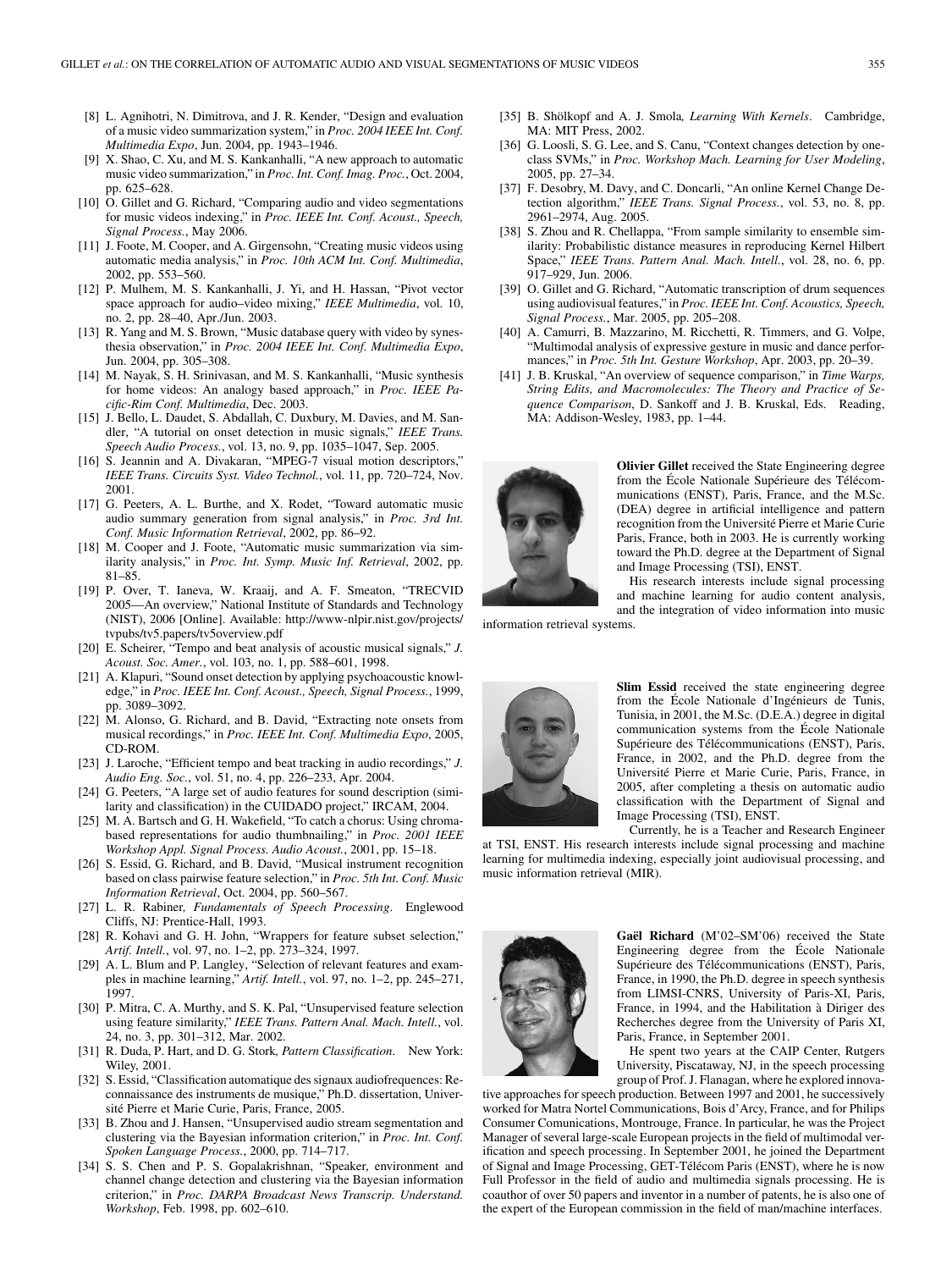[8] L. Agnihotri, N. Dimitrova, and J. R. Kender, "Design and evaluation of a music video summarization system," in *Proc. 2004 IEEE Int. Conf. Multimedia Expo*, Jun. 2004, pp. 1943–1946.

[9] X. Shao, C. Xu, and M. S. Kankanhalli, "A new approach to automatic music video summarization," in *Proc. Int. Conf. Imag. Proc.*, Oct. 2004, pp. 625–628.

[10] O. Gillet and G. Richard, "Comparing audio and video segmentations for music videos indexing," in *Proc. IEEE Int. Conf. Acoust., Speech, Signal Process.*, May 2006.

[11] J. Foote, M. Cooper, and A. Girgensohn, "Creating music videos using automatic media analysis," in *Proc. 10th ACM Int. Conf. Multimedia*, 2002, pp. 553–560.

[12] P. Mulhem, M. S. Kankanhalli, J. Yi, and H. Hassan, "Pivot vector space approach for audio–video mixing," *IEEE Multimedia*, vol. 10, no. 2, pp. 28–40, Apr./Jun. 2003.

[13] R. Yang and M. S. Brown, "Music database query with video by synesthesia observation," in *Proc. 2004 IEEE Int. Conf. Multimedia Expo*, Jun. 2004, pp. 305–308.

[14] M. Nayak, S. H. Srinivasan, and M. S. Kankanhalli, "Music synthesis for home videos: An analogy based approach," in *Proc. IEEE Pacific-Rim Conf. Multimedia*, Dec. 2003.

[15] J. Bello, L. Daudet, S. Abdallah, C. Duxbury, M. Davies, and M. Sandler, "A tutorial on onset detection in music signals," *IEEE Trans. Speech Audio Process.*, vol. 13, no. 9, pp. 1035–1047, Sep. 2005.

[16] S. Jeannin and A. Divakaran, "MPEG-7 visual motion descriptors," *IEEE Trans. Circuits Syst. Video Technol.*, vol. 11, pp. 720–724, Nov. 2001.

[17] G. Peeters, A. L. Burthe, and X. Rodet, "Toward automatic music audio summary generation from signal analysis," in *Proc. 3rd Int. Conf. Music Information Retrieval*, 2002, pp. 86–92.

[18] M. Cooper and J. Foote, "Automatic music summarization via similarity analysis," in *Proc. Int. Symp. Music Inf. Retrieval*, 2002, pp. 81–85.

[19] P. Over, T. Ianeva, W. Kraaij, and A. F. Smeaton, "TRECVID 2005—An overview," National Institute of Standards and Technology (NIST), 2006 [Online]. Available: http://www-nlpir.nist.gov/projects/tvpubs/tv5.papers/tv5overview.pdf

[20] E. Scheirer, "Tempo and beat analysis of acoustic musical signals," *J. Acoust. Soc. Amer.*, vol. 103, no. 1, pp. 588–601, 1998.

[21] A. Klapuri, "Sound onset detection by applying psychoacoustic knowledge," in *Proc. IEEE Int. Conf. Acoust., Speech, Signal Process.*, 1999, pp. 3089–3092.

[22] M. Alonso, G. Richard, and B. David, "Extracting note onsets from musical recordings," in *Proc. IEEE Int. Conf. Multimedia Expo*, 2005, CD-ROM.

[23] J. Laroche, "Efficient tempo and beat tracking in audio recordings," *J. Audio Eng. Soc.*, vol. 51, no. 4, pp. 226–233, Apr. 2004.

[24] G. Peeters, "A large set of audio features for sound description (similarity and classification) in the CUIDADO project," IRCAM, 2004.

[25] M. A. Bartsch and G. H. Wakefield, "To catch a chorus: Using chroma-based representations for audio thumbnailing," in *Proc. 2001 IEEE Workshop Appl. Signal Process. Audio Acoust.*, 2001, pp. 15–18.

[26] S. Essid, G. Richard, and B. David, "Musical instrument recognition based on class pairwise feature selection," in *Proc. 5th Int. Conf. Music Information Retrieval*, Oct. 2004, pp. 560–567.

[27] L. R. Rabiner*, Fundamentals of Speech Processing*. Englewood Cliffs, NJ: Prentice-Hall, 1993.

[28] R. Kohavi and G. H. John, "Wrappers for feature subset selection," *Artif. Intell.*, vol. 97, no. 1–2, pp. 273–324, 1997.

[29] A. L. Blum and P. Langley, "Selection of relevant features and examples in machine learning," *Artif. Intell.*, vol. 97, no. 1–2, pp. 245–271, 1997.

[30] P. Mitra, C. A. Murthy, and S. K. Pal, "Unsupervised feature selection using feature similarity," *IEEE Trans. Pattern Anal. Mach. Intell.*, vol. 24, no. 3, pp. 301–312, Mar. 2002.

[31] R. Duda, P. Hart, and D. G. Stork*, Pattern Classification*. New York: Wiley, 2001.

[32] S. Essid, "Classification automatique des signaux audiofrequences: Reconnaissance des instruments de musique," Ph.D. dissertation, Université Pierre et Marie Curie, Paris, France, 2005.

[33] B. Zhou and J. Hansen, "Unsupervised audio stream segmentation and clustering via the Bayesian information criterion," in *Proc. Int. Conf. Spoken Language Process.*, 2000, pp. 714–717.

[34] S. S. Chen and P. S. Gopalakrishnan, "Speaker, environment and channel change detection and clustering via the Bayesian information criterion," in *Proc. DARPA Broadcast News Transcrip. Understand. Workshop*, Feb. 1998, pp. 602–610.

[35] B. Shölkopf and A. J. Smola*, Learning With Kernels*. Cambridge, MA: MIT Press, 2002.

[36] G. Loosli, S. G. Lee, and S. Canu, "Context changes detection by one-class SVMs," in *Proc. Workshop Mach. Learning for User Modeling*, 2005, pp. 27–34.

[37] F. Desobry, M. Davy, and C. Doncarli, "An online Kernel Change Detection algorithm," *IEEE Trans. Signal Process.*, vol. 53, no. 8, pp. 2961–2974, Aug. 2005.

[38] S. Zhou and R. Chellappa, "From sample similarity to ensemble similarity: Probabilistic distance measures in reproducing Kernel Hilbert Space," *IEEE Trans. Pattern Anal. Mach. Intell.*, vol. 28, no. 6, pp. 917–929, Jun. 2006.

[39] O. Gillet and G. Richard, "Automatic transcription of drum sequences using audiovisual features," in *Proc. IEEE Int. Conf. Acoustics, Speech, Signal Process.*, Mar. 2005, pp. 205–208.

[40] A. Camurri, B. Mazzarino, M. Ricchetti, R. Timmers, and G. Volpe, "Multimodal analysis of expressive gesture in music and dance performances," in *Proc. 5th Int. Gesture Workshop*, Apr. 2003, pp. 20–39.

[41] J. B. Kruskal, "An overview of sequence comparison," in *Time Warps, String Edits, and Macromolecules: The Theory and Practice of Sequence Comparison*, D. Sankoff and J. B. Kruskal, Eds. Reading, MA: Addison-Wesley, 1983, pp. 1–44.

**Olivier Gillet** received the State Engineering degree from the École Nationale Supérieure des Télécommunications (ENST), Paris, France, and the M.Sc. (DEA) degree in artificial intelligence and pattern recognition from the Université Pierre et Marie Curie Paris, France, both in 2003. He is currently working toward the Ph.D. degree at the Department of Signal and Image Processing (TSI), ENST.

His research interests include signal processing and machine learning for audio content analysis, and the integration of video information into music information retrieval systems.

**Slim Essid** received the state engineering degree from the École Nationale d'Ingénieurs de Tunis, Tunisia, in 2001, the M.Sc. (D.E.A.) degree in digital communication systems from the École Nationale Supérieure des Télécommunications (ENST), Paris, France, in 2002, and the Ph.D. degree from the Université Pierre et Marie Curie, Paris, France, in 2005, after completing a thesis on automatic audio classification with the Department of Signal and Image Processing (TSI), ENST.

Currently, he is a Teacher and Research Engineer at TSI, ENST. His research interests include signal processing and machine learning for multimedia indexing, especially joint audiovisual processing, and music information retrieval (MIR).

**Gaël Richard** (M'02–SM'06) received the State Engineering degree from the École Nationale Supérieure des Télécommunications (ENST), Paris, France, in 1990, the Ph.D. degree in speech synthesis from LIMSI-CNRS, University of Paris-XI, Paris, France, in 1994, and the Habilitation à Diriger des Recherches degree from the University of Paris XI, Paris, France, in September 2001.

He spent two years at the CAIP Center, Rutgers University, Piscataway, NJ, in the speech processing group of Prof. J. Flanagan, where he explored innovative approaches for speech production. Between 1997 and 2001, he successively worked for Matra Nortel Communications, Bois d'Arcy, France, and for Philips Consumer Comunications, Montrouge, France. In particular, he was the Project Manager of several large-scale European projects in the field of multimodal verification and speech processing. In September 2001, he joined the Department of Signal and Image Processing, GET-Télécom Paris (ENST), where he is now Full Professor in the field of audio and multimedia signals processing. He is coauthor of over 50 papers and inventor in a number of patents, he is also one of the expert of the European commission in the field of man/machine interfaces.